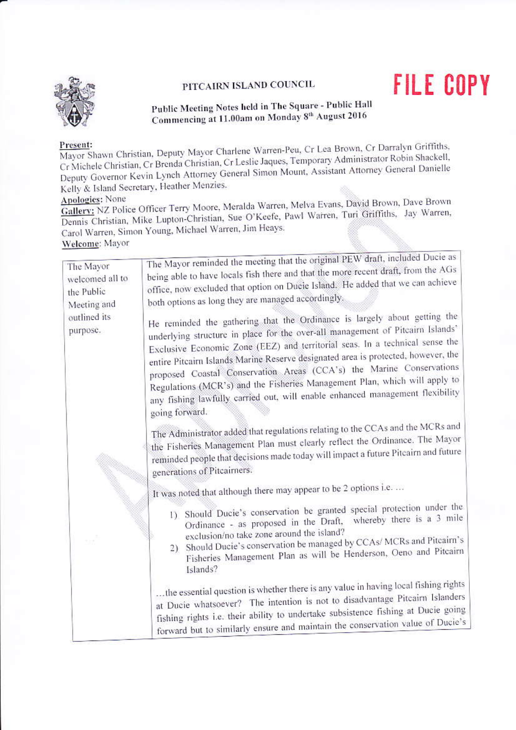PITCAIRN ISLAND COUNCIL

FILE COPY

**Public Meeting Notes held in The Square - Public Hall Commencing at 11.00am on Monday 8th August 2016**

**Present:**
Mayor Shawn Christian, Deputy Mayor Charlene Warren-Peu, Cr Lea Brown, Cr Darralyn Griffiths, Cr Michele Christian, Cr Brenda Christian, Cr Leslie Jaques, Temporary Administrator Robin Shackell, Deputy Governor Kevin Lynch Attorney General Simon Mount, Assistant Attorney General Danielle Kelly & Island Secretary, Heather Menzies.

**Apologies:** None

**Gallery:** NZ Police Officer Terry Moore, Meralda Warren, Melva Evans, David Brown, Dave Brown Dennis Christian, Mike Lupton-Christian, Sue O'Keefe, Pawl Warren, Turi Griffiths, Jay Warren, Carol Warren, Simon Young, Michael Warren, Jim Heays.

**Welcome:** Mayor

| | |
|---|---|
| The Mayor welcomed all to the Public Meeting and outlined its purpose. | The Mayor reminded the meeting that the original PEW draft, included Ducie as being able to have locals fish there and that the more recent draft, from the AGs office, now excluded that option on Ducie Island. He added that we can achieve both options as long they are managed accordingly.<br><br>He reminded the gathering that the Ordinance is largely about getting the underlying structure in place for the over-all management of Pitcairn Islands' Exclusive Economic Zone (EEZ) and territorial seas. In a technical sense the entire Pitcairn Islands Marine Reserve designated area is protected, however, the proposed Coastal Conservation Areas (CCA's) the Marine Conservations Regulations (MCR's) and the Fisheries Management Plan, which will apply to any fishing lawfully carried out, will enable enhanced management flexibility going forward.<br><br>The Administrator added that regulations relating to the CCAs and the MCRs and the Fisheries Management Plan must clearly reflect the Ordinance. The Mayor reminded people that decisions made today will impact a future Pitcairn and future generations of Pitcairners.<br><br>It was noted that although there may appear to be 2 options i.e. …<br><br>1) Should Ducie's conservation be granted special protection under the Ordinance - as proposed in the Draft, whereby there is a 3 mile exclusion/no take zone around the island?<br>2) Should Ducie's conservation be managed by CCAs/ MCRs and Pitcairn's Fisheries Management Plan as will be Henderson, Oeno and Pitcairn Islands?<br><br>…the essential question is whether there is any value in having local fishing rights at Ducie whatsoever? The intention is not to disadvantage Pitcairn Islanders fishing rights i.e. their ability to undertake subsistence fishing at Ducie going forward but to similarly ensure and maintain the conservation value of Ducie's |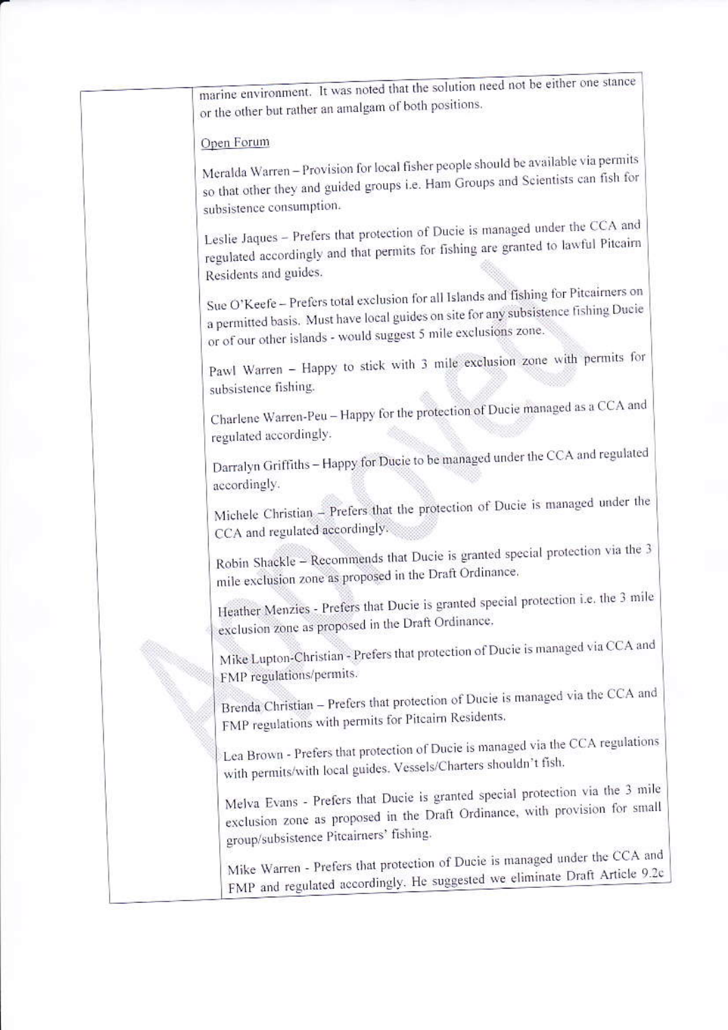marine environment. It was noted that the solution need not be either one stance or the other but rather an amalgam of both positions.

Open Forum

Meralda Warren – Provision for local fisher people should be available via permits so that other they and guided groups i.e. Ham Groups and Scientists can fish for subsistence consumption.

Leslie Jaques – Prefers that protection of Ducie is managed under the CCA and regulated accordingly and that permits for fishing are granted to lawful Pitcairn Residents and guides.

Sue O'Keefe – Prefers total exclusion for all Islands and fishing for Pitcairners on a permitted basis. Must have local guides on site for any subsistence fishing Ducie or of our other islands - would suggest 5 mile exclusions zone.

Pawl Warren – Happy to stick with 3 mile exclusion zone with permits for subsistence fishing.

Charlene Warren-Peu – Happy for the protection of Ducie managed as a CCA and regulated accordingly.

Darralyn Griffiths – Happy for Ducie to be managed under the CCA and regulated accordingly.

Michele Christian – Prefers that the protection of Ducie is managed under the CCA and regulated accordingly.

Robin Shackle – Recommends that Ducie is granted special protection via the 3 mile exclusion zone as proposed in the Draft Ordinance.

Heather Menzies - Prefers that Ducie is granted special protection i.e. the 3 mile exclusion zone as proposed in the Draft Ordinance.

Mike Lupton-Christian - Prefers that protection of Ducie is managed via CCA and FMP regulations/permits.

Brenda Christian – Prefers that protection of Ducie is managed via the CCA and FMP regulations with permits for Pitcairn Residents.

Lea Brown - Prefers that protection of Ducie is managed via the CCA regulations with permits/with local guides. Vessels/Charters shouldn't fish.

Melva Evans - Prefers that Ducie is granted special protection via the 3 mile exclusion zone as proposed in the Draft Ordinance, with provision for small group/subsistence Pitcairners' fishing.

Mike Warren - Prefers that protection of Ducie is managed under the CCA and FMP and regulated accordingly. He suggested we eliminate Draft Article 9.2c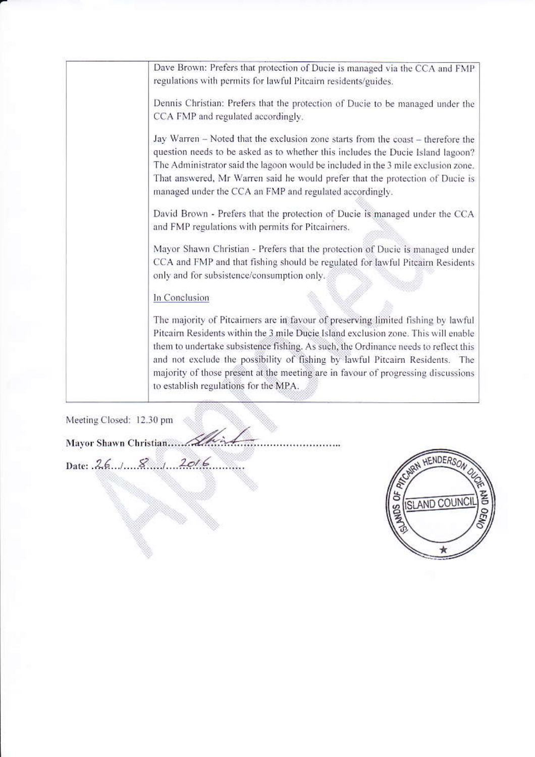| | |
|---|---|
| | Dave Brown: Prefers that protection of Ducie is managed via the CCA and FMP regulations with permits for lawful Pitcairn residents/guides.<br><br>Dennis Christian: Prefers that the protection of Ducie to be managed under the CCA FMP and regulated accordingly.<br><br>Jay Warren – Noted that the exclusion zone starts from the coast – therefore the question needs to be asked as to whether this includes the Ducie Island lagoon? The Administrator said the lagoon would be included in the 3 mile exclusion zone. That answered, Mr Warren said he would prefer that the protection of Ducie is managed under the CCA an FMP and regulated accordingly.<br><br>David Brown - Prefers that the protection of Ducie is managed under the CCA and FMP regulations with permits for Pitcairners.<br><br>Mayor Shawn Christian - Prefers that the protection of Ducie is managed under CCA and FMP and that fishing should be regulated for lawful Pitcairn Residents only and for subsistence/consumption only.<br><br>In Conclusion<br><br>The majority of Pitcairners are in favour of preserving limited fishing by lawful Pitcairn Residents within the 3 mile Ducie Island exclusion zone. This will enable them to undertake subsistence fishing. As such, the Ordinance needs to reflect this and not exclude the possibility of fishing by lawful Pitcairn Residents. The majority of those present at the meeting are in favour of progressing discussions to establish regulations for the MPA. |

Meeting Closed: 12.30 pm

**Mayor Shawn Christian**..............................................

**Date:** 26 / 8 / 2016

ISLANDS OF PITCAIRN HENDERSON DUCIE AND OENO – ISLAND COUNCIL

Approved